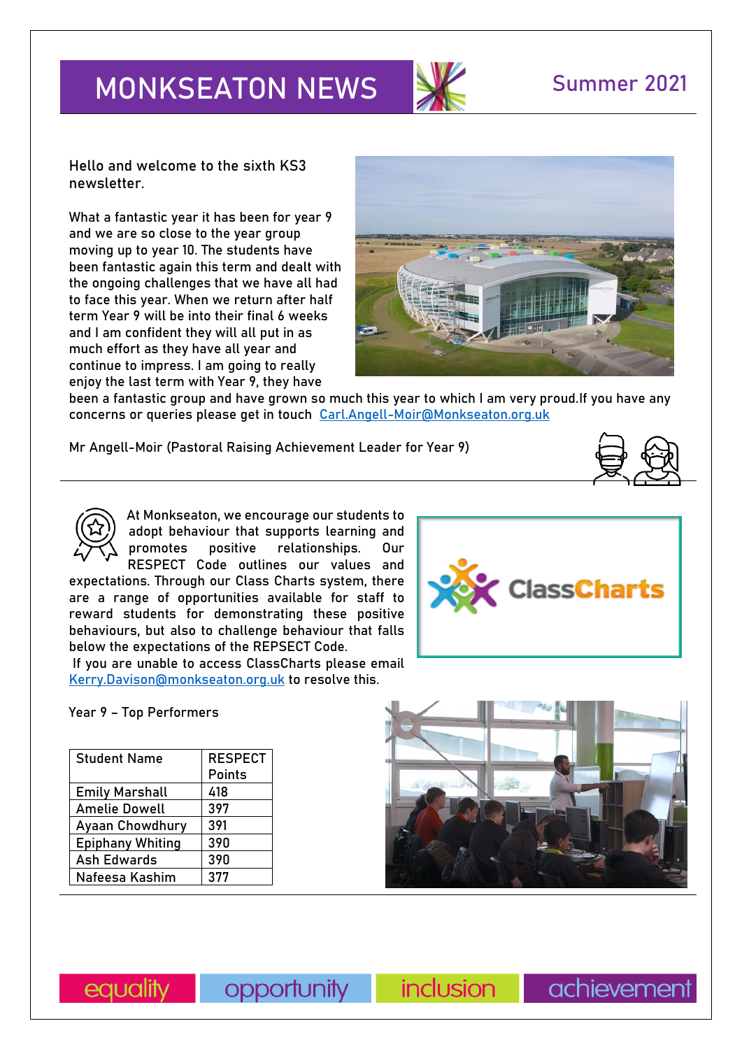# MONKSEATON NEWS

## Summer 2021

Hello and welcome to the sixth KS3 newsletter.

What a fantastic year it has been for year 9 and we are so close to the year group moving up to year 10. The students have been fantastic again this term and dealt with the ongoing challenges that we have all had to face this year. When we return after half term Year 9 will be into their final 6 weeks and I am confident they will all put in as much effort as they have all year and continue to impress. I am going to really enjoy the last term with Year 9, they have been a fantastic group and have grown so much this year to which I am very proud.If you have any concerns or queries please get in touch [Carl.Angell-Moir@Monkseaton.org.uk](mailto:Carl.Angell-Moir@Monkseaton.org.uk)

Mr Angell-Moir (Pastoral Raising Achievement Leader for Year 9)

---

At Monkseaton, we encourage our students to adopt behaviour that supports learning and promotes positive relationships. Our RESPECT Code outlines our values and expectations. Through our Class Charts system, there are a range of opportunities available for staff to reward students for demonstrating these positive behaviours, but also to challenge behaviour that falls below the expectations of the REPSECT Code.

If you are unable to access ClassCharts please email [Kerry.Davison@monkseaton.org.uk](mailto:Kerry.Davison@monkseaton.org.uk) to resolve this.

Year 9 – Top Performers

| Student Name | RESPECT Points |
|---|---|
| Emily Marshall | 418 |
| Amelie Dowell | 397 |
| Ayaan Chowdhury | 391 |
| Epiphany Whiting | 390 |
| Ash Edwards | 390 |
| Nafeesa Kashim | 377 |

equality opportunity inclusion achievement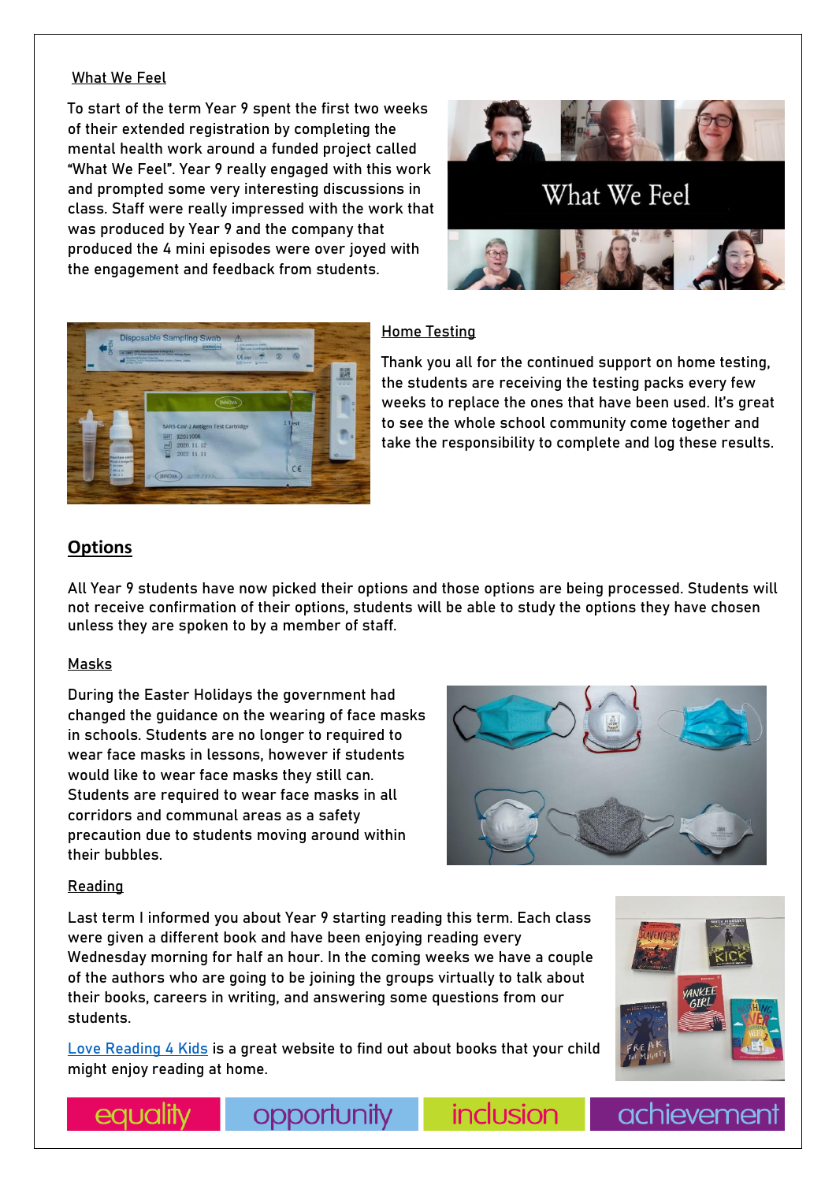<u>What We Feel</u>

To start of the term Year 9 spent the first two weeks of their extended registration by completing the mental health work around a funded project called "What We Feel". Year 9 really engaged with this work and prompted some very interesting discussions in class. Staff were really impressed with the work that was produced by Year 9 and the company that produced the 4 mini episodes were over joyed with the engagement and feedback from students.

<u>Home Testing</u>

Thank you all for the continued support on home testing, the students are receiving the testing packs every few weeks to replace the ones that have been used. It's great to see the whole school community come together and take the responsibility to complete and log these results.

## Options

All Year 9 students have now picked their options and those options are being processed. Students will not receive confirmation of their options, students will be able to study the options they have chosen unless they are spoken to by a member of staff.

<u>Masks</u>

During the Easter Holidays the government had changed the guidance on the wearing of face masks in schools. Students are no longer to required to wear face masks in lessons, however if students would like to wear face masks they still can. Students are required to wear face masks in all corridors and communal areas as a safety precaution due to students moving around within their bubbles.

<u>Reading</u>

Last term I informed you about Year 9 starting reading this term. Each class were given a different book and have been enjoying reading every Wednesday morning for half an hour. In the coming weeks we have a couple of the authors who are going to be joining the groups virtually to talk about their books, careers in writing, and answering some questions from our students.

Love Reading 4 Kids is a great website to find out about books that your child might enjoy reading at home.

equality opportunity inclusion achievement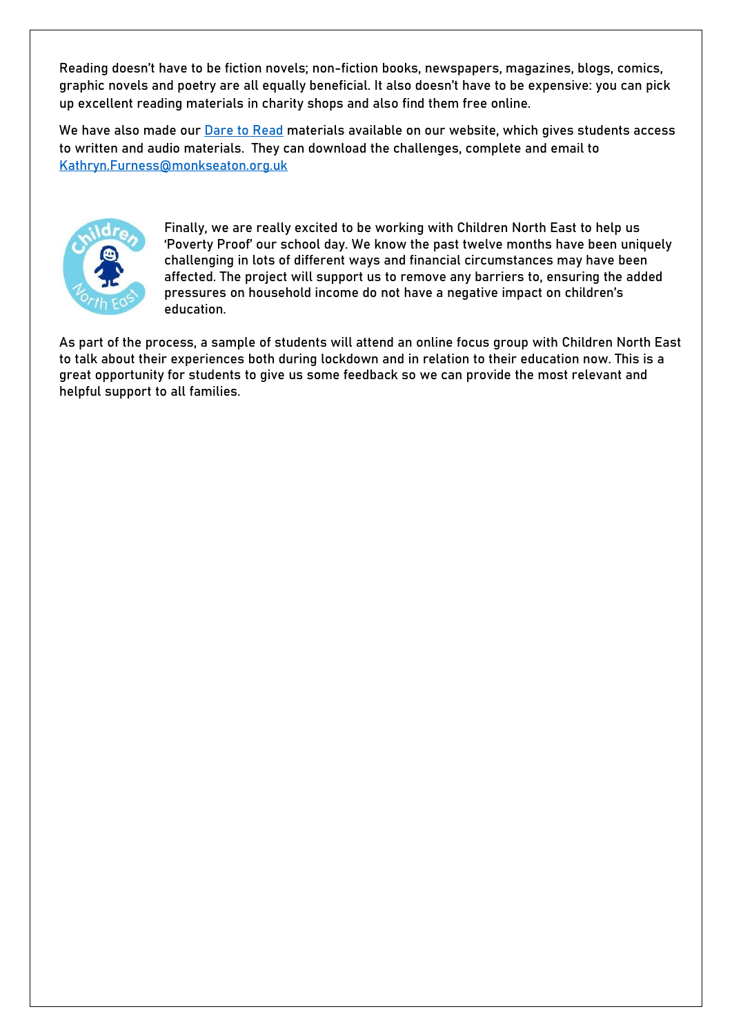Reading doesn't have to be fiction novels; non-fiction books, newspapers, magazines, blogs, comics, graphic novels and poetry are all equally beneficial. It also doesn't have to be expensive: you can pick up excellent reading materials in charity shops and also find them free online.

We have also made our Dare to Read materials available on our website, which gives students access to written and audio materials. They can download the challenges, complete and email to Kathryn.Furness@monkseaton.org.uk

Finally, we are really excited to be working with Children North East to help us 'Poverty Proof' our school day. We know the past twelve months have been uniquely challenging in lots of different ways and financial circumstances may have been affected. The project will support us to remove any barriers to, ensuring the added pressures on household income do not have a negative impact on children's education.

As part of the process, a sample of students will attend an online focus group with Children North East to talk about their experiences both during lockdown and in relation to their education now. This is a great opportunity for students to give us some feedback so we can provide the most relevant and helpful support to all families.